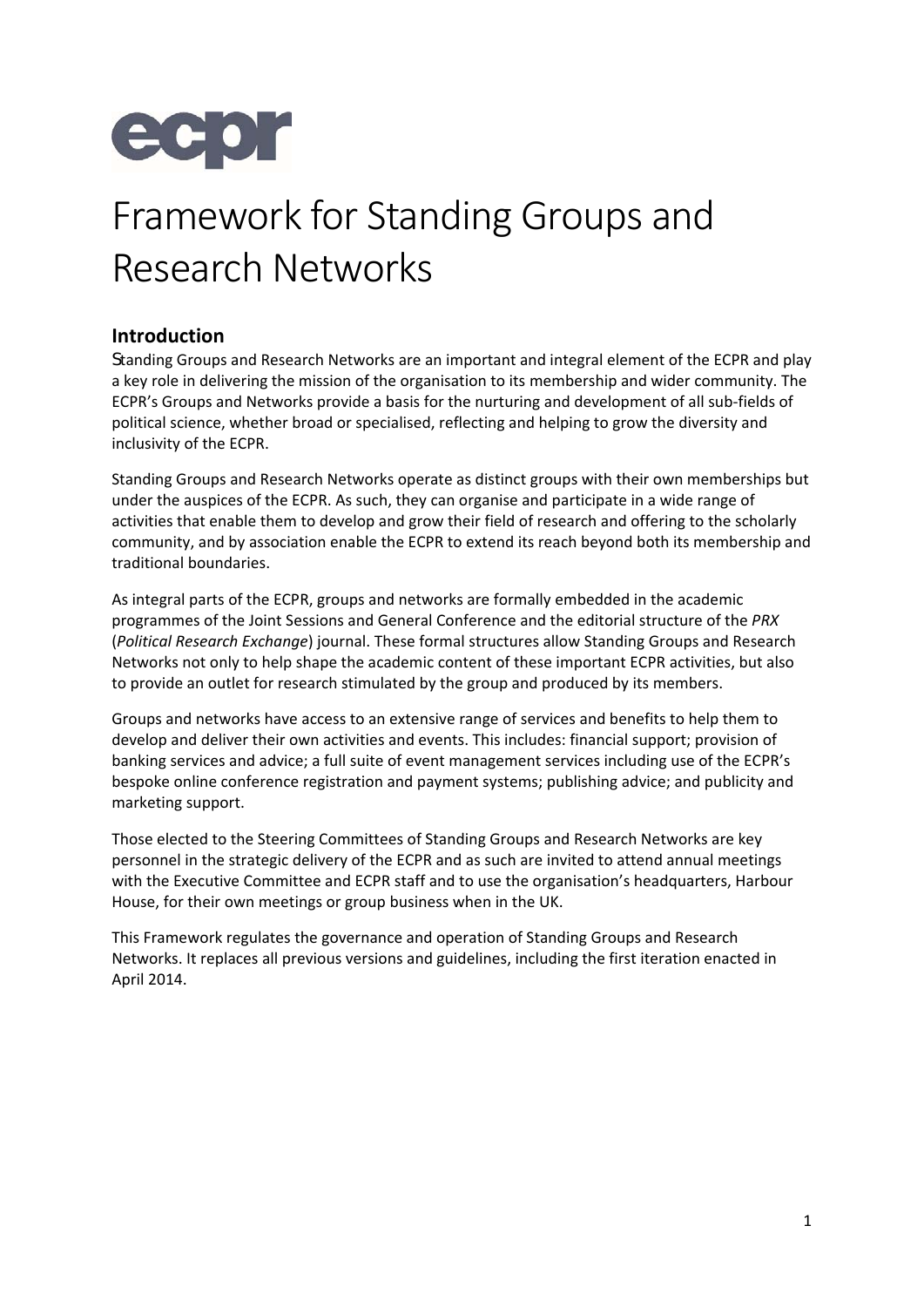ecpr

# Framework for Standing Groups and Research Networks

## Introduction

Standing Groups and Research Networks are an important and integral element of the ECPR and play a key role in delivering the mission of the organisation to its membership and wider community. The ECPR's Groups and Networks provide a basis for the nurturing and development of all sub-fields of political science, whether broad or specialised, reflecting and helping to grow the diversity and inclusivity of the ECPR.

Standing Groups and Research Networks operate as distinct groups with their own memberships but under the auspices of the ECPR. As such, they can organise and participate in a wide range of activities that enable them to develop and grow their field of research and offering to the scholarly community, and by association enable the ECPR to extend its reach beyond both its membership and traditional boundaries.

As integral parts of the ECPR, groups and networks are formally embedded in the academic programmes of the Joint Sessions and General Conference and the editorial structure of the *PRX* (*Political Research Exchange*) journal. These formal structures allow Standing Groups and Research Networks not only to help shape the academic content of these important ECPR activities, but also to provide an outlet for research stimulated by the group and produced by its members.

Groups and networks have access to an extensive range of services and benefits to help them to develop and deliver their own activities and events. This includes: financial support; provision of banking services and advice; a full suite of event management services including use of the ECPR's bespoke online conference registration and payment systems; publishing advice; and publicity and marketing support.

Those elected to the Steering Committees of Standing Groups and Research Networks are key personnel in the strategic delivery of the ECPR and as such are invited to attend annual meetings with the Executive Committee and ECPR staff and to use the organisation's headquarters, Harbour House, for their own meetings or group business when in the UK.

This Framework regulates the governance and operation of Standing Groups and Research Networks. It replaces all previous versions and guidelines, including the first iteration enacted in April 2014.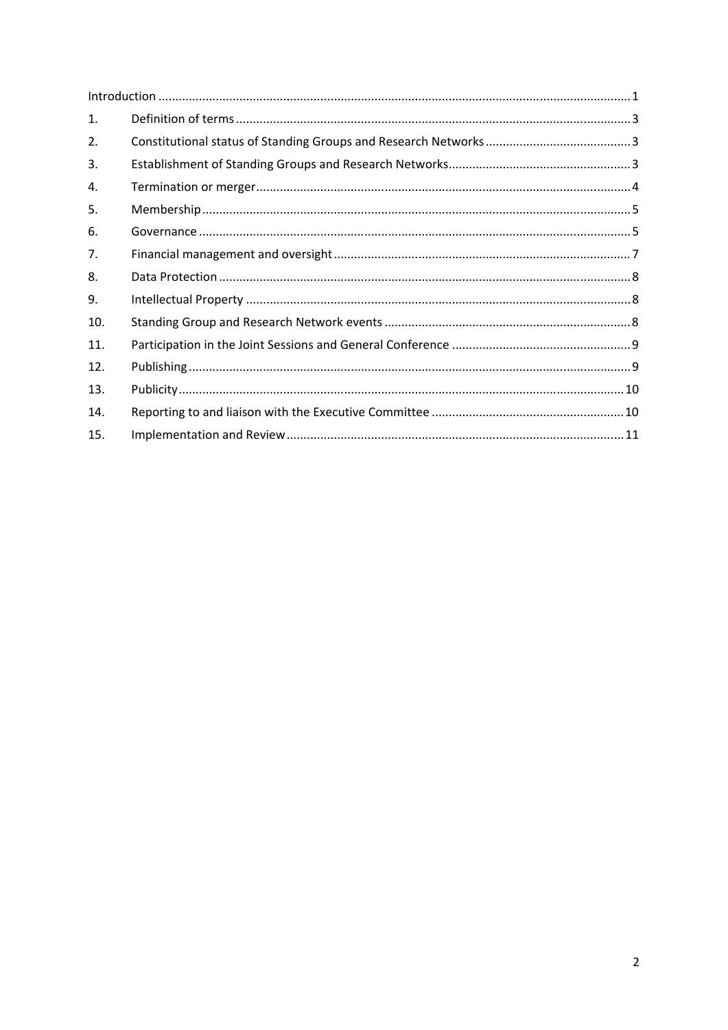| | | |
|---|---|---|
| Introduction | | 1 |
| 1. | Definition of terms | 3 |
| 2. | Constitutional status of Standing Groups and Research Networks | 3 |
| 3. | Establishment of Standing Groups and Research Networks | 3 |
| 4. | Termination or merger | 4 |
| 5. | Membership | 5 |
| 6. | Governance | 5 |
| 7. | Financial management and oversight | 7 |
| 8. | Data Protection | 8 |
| 9. | Intellectual Property | 8 |
| 10. | Standing Group and Research Network events | 8 |
| 11. | Participation in the Joint Sessions and General Conference | 9 |
| 12. | Publishing | 9 |
| 13. | Publicity | 10 |
| 14. | Reporting to and liaison with the Executive Committee | 10 |
| 15. | Implementation and Review | 11 |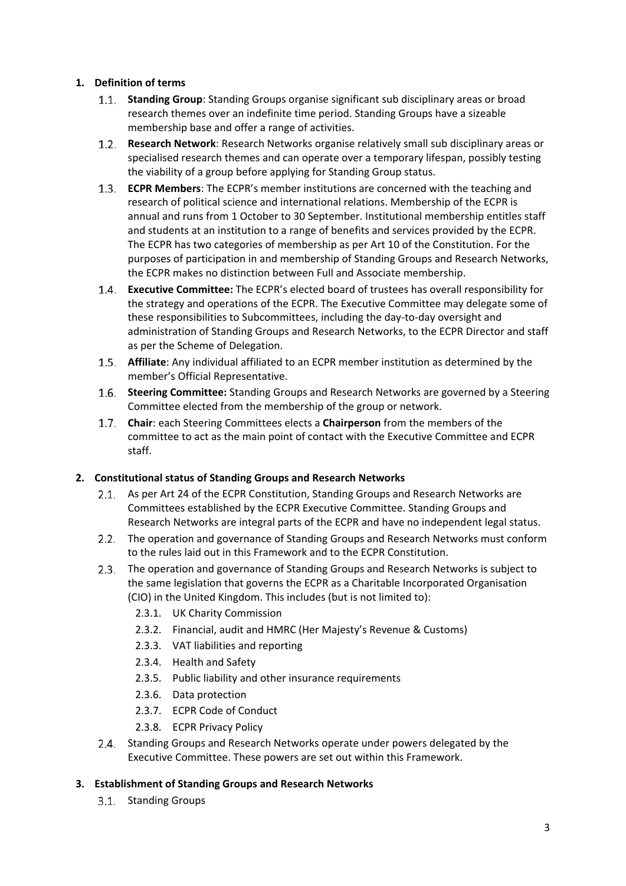1. **Definition of terms**
   - 1.1. **Standing Group**: Standing Groups organise significant sub disciplinary areas or broad research themes over an indefinite time period. Standing Groups have a sizeable membership base and offer a range of activities.
   - 1.2. **Research Network**: Research Networks organise relatively small sub disciplinary areas or specialised research themes and can operate over a temporary lifespan, possibly testing the viability of a group before applying for Standing Group status.
   - 1.3. **ECPR Members**: The ECPR's member institutions are concerned with the teaching and research of political science and international relations. Membership of the ECPR is annual and runs from 1 October to 30 September. Institutional membership entitles staff and students at an institution to a range of benefits and services provided by the ECPR. The ECPR has two categories of membership as per Art 10 of the Constitution. For the purposes of participation in and membership of Standing Groups and Research Networks, the ECPR makes no distinction between Full and Associate membership.
   - 1.4. **Executive Committee:** The ECPR's elected board of trustees has overall responsibility for the strategy and operations of the ECPR. The Executive Committee may delegate some of these responsibilities to Subcommittees, including the day-to-day oversight and administration of Standing Groups and Research Networks, to the ECPR Director and staff as per the Scheme of Delegation.
   - 1.5. **Affiliate**: Any individual affiliated to an ECPR member institution as determined by the member's Official Representative.
   - 1.6. **Steering Committee:** Standing Groups and Research Networks are governed by a Steering Committee elected from the membership of the group or network.
   - 1.7. **Chair**: each Steering Committees elects a **Chairperson** from the members of the committee to act as the main point of contact with the Executive Committee and ECPR staff.

2. **Constitutional status of Standing Groups and Research Networks**
   - 2.1. As per Art 24 of the ECPR Constitution, Standing Groups and Research Networks are Committees established by the ECPR Executive Committee. Standing Groups and Research Networks are integral parts of the ECPR and have no independent legal status.
   - 2.2. The operation and governance of Standing Groups and Research Networks must conform to the rules laid out in this Framework and to the ECPR Constitution.
   - 2.3. The operation and governance of Standing Groups and Research Networks is subject to the same legislation that governs the ECPR as a Charitable Incorporated Organisation (CIO) in the United Kingdom. This includes (but is not limited to):
     - 2.3.1. UK Charity Commission
     - 2.3.2. Financial, audit and HMRC (Her Majesty's Revenue & Customs)
     - 2.3.3. VAT liabilities and reporting
     - 2.3.4. Health and Safety
     - 2.3.5. Public liability and other insurance requirements
     - 2.3.6. Data protection
     - 2.3.7. ECPR Code of Conduct
     - 2.3.8. ECPR Privacy Policy
   - 2.4. Standing Groups and Research Networks operate under powers delegated by the Executive Committee. These powers are set out within this Framework.

3. **Establishment of Standing Groups and Research Networks**
   - 3.1. Standing Groups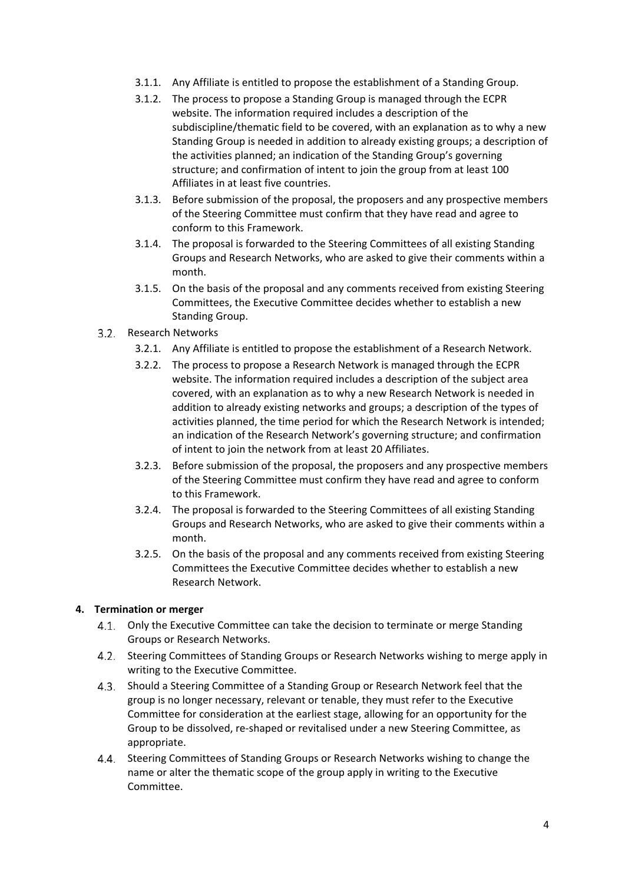- 3.1.1. Any Affiliate is entitled to propose the establishment of a Standing Group.
- 3.1.2. The process to propose a Standing Group is managed through the ECPR website. The information required includes a description of the subdiscipline/thematic field to be covered, with an explanation as to why a new Standing Group is needed in addition to already existing groups; a description of the activities planned; an indication of the Standing Group's governing structure; and confirmation of intent to join the group from at least 100 Affiliates in at least five countries.
- 3.1.3. Before submission of the proposal, the proposers and any prospective members of the Steering Committee must confirm that they have read and agree to conform to this Framework.
- 3.1.4. The proposal is forwarded to the Steering Committees of all existing Standing Groups and Research Networks, who are asked to give their comments within a month.
- 3.1.5. On the basis of the proposal and any comments received from existing Steering Committees, the Executive Committee decides whether to establish a new Standing Group.

3.2. Research Networks

- 3.2.1. Any Affiliate is entitled to propose the establishment of a Research Network.
- 3.2.2. The process to propose a Research Network is managed through the ECPR website. The information required includes a description of the subject area covered, with an explanation as to why a new Research Network is needed in addition to already existing networks and groups; a description of the types of activities planned, the time period for which the Research Network is intended; an indication of the Research Network's governing structure; and confirmation of intent to join the network from at least 20 Affiliates.
- 3.2.3. Before submission of the proposal, the proposers and any prospective members of the Steering Committee must confirm they have read and agree to conform to this Framework.
- 3.2.4. The proposal is forwarded to the Steering Committees of all existing Standing Groups and Research Networks, who are asked to give their comments within a month.
- 3.2.5. On the basis of the proposal and any comments received from existing Steering Committees the Executive Committee decides whether to establish a new Research Network.

## 4. Termination or merger

4.1. Only the Executive Committee can take the decision to terminate or merge Standing Groups or Research Networks.

4.2. Steering Committees of Standing Groups or Research Networks wishing to merge apply in writing to the Executive Committee.

4.3. Should a Steering Committee of a Standing Group or Research Network feel that the group is no longer necessary, relevant or tenable, they must refer to the Executive Committee for consideration at the earliest stage, allowing for an opportunity for the Group to be dissolved, re-shaped or revitalised under a new Steering Committee, as appropriate.

4.4. Steering Committees of Standing Groups or Research Networks wishing to change the name or alter the thematic scope of the group apply in writing to the Executive Committee.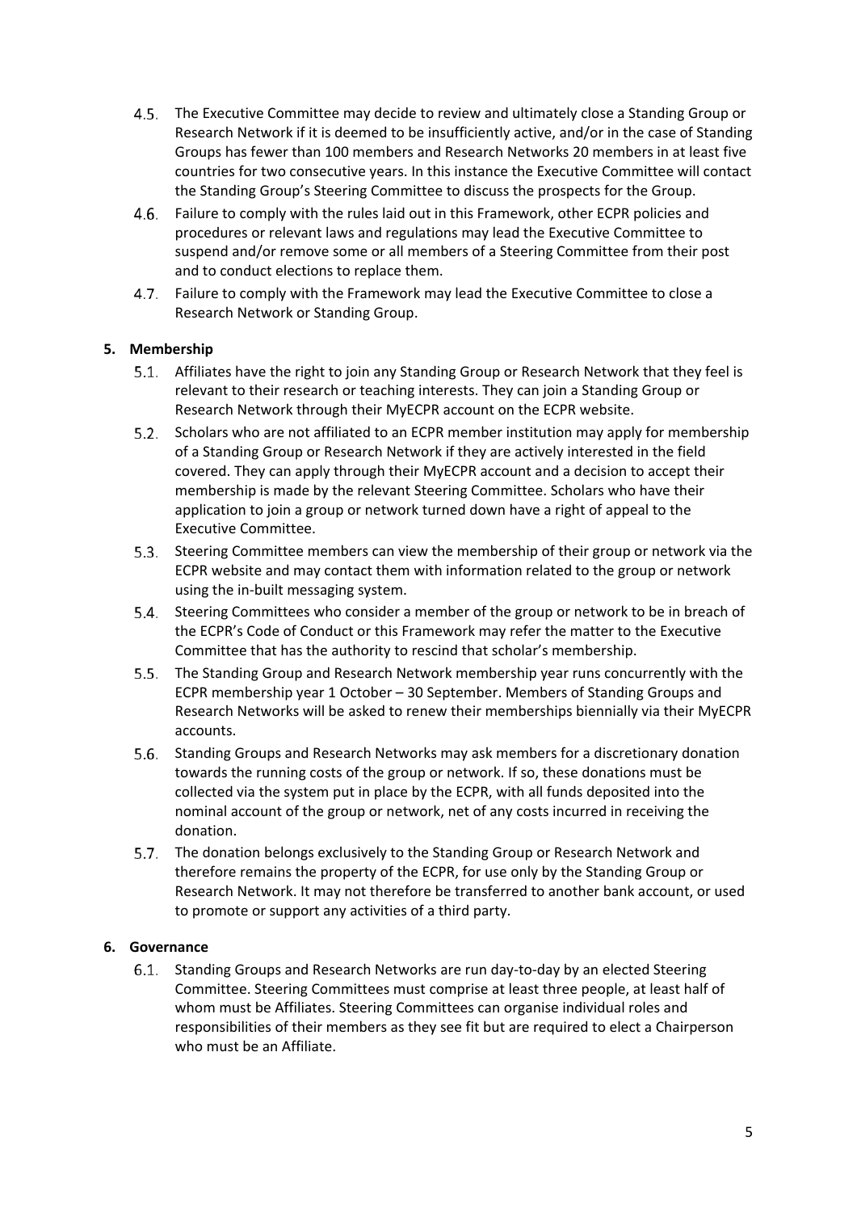4.5. The Executive Committee may decide to review and ultimately close a Standing Group or Research Network if it is deemed to be insufficiently active, and/or in the case of Standing Groups has fewer than 100 members and Research Networks 20 members in at least five countries for two consecutive years. In this instance the Executive Committee will contact the Standing Group's Steering Committee to discuss the prospects for the Group.

4.6. Failure to comply with the rules laid out in this Framework, other ECPR policies and procedures or relevant laws and regulations may lead the Executive Committee to suspend and/or remove some or all members of a Steering Committee from their post and to conduct elections to replace them.

4.7. Failure to comply with the Framework may lead the Executive Committee to close a Research Network or Standing Group.

## 5. Membership

5.1. Affiliates have the right to join any Standing Group or Research Network that they feel is relevant to their research or teaching interests. They can join a Standing Group or Research Network through their MyECPR account on the ECPR website.

5.2. Scholars who are not affiliated to an ECPR member institution may apply for membership of a Standing Group or Research Network if they are actively interested in the field covered. They can apply through their MyECPR account and a decision to accept their membership is made by the relevant Steering Committee. Scholars who have their application to join a group or network turned down have a right of appeal to the Executive Committee.

5.3. Steering Committee members can view the membership of their group or network via the ECPR website and may contact them with information related to the group or network using the in-built messaging system.

5.4. Steering Committees who consider a member of the group or network to be in breach of the ECPR's Code of Conduct or this Framework may refer the matter to the Executive Committee that has the authority to rescind that scholar's membership.

5.5. The Standing Group and Research Network membership year runs concurrently with the ECPR membership year 1 October – 30 September. Members of Standing Groups and Research Networks will be asked to renew their memberships biennially via their MyECPR accounts.

5.6. Standing Groups and Research Networks may ask members for a discretionary donation towards the running costs of the group or network. If so, these donations must be collected via the system put in place by the ECPR, with all funds deposited into the nominal account of the group or network, net of any costs incurred in receiving the donation.

5.7. The donation belongs exclusively to the Standing Group or Research Network and therefore remains the property of the ECPR, for use only by the Standing Group or Research Network. It may not therefore be transferred to another bank account, or used to promote or support any activities of a third party.

## 6. Governance

6.1. Standing Groups and Research Networks are run day-to-day by an elected Steering Committee. Steering Committees must comprise at least three people, at least half of whom must be Affiliates. Steering Committees can organise individual roles and responsibilities of their members as they see fit but are required to elect a Chairperson who must be an Affiliate.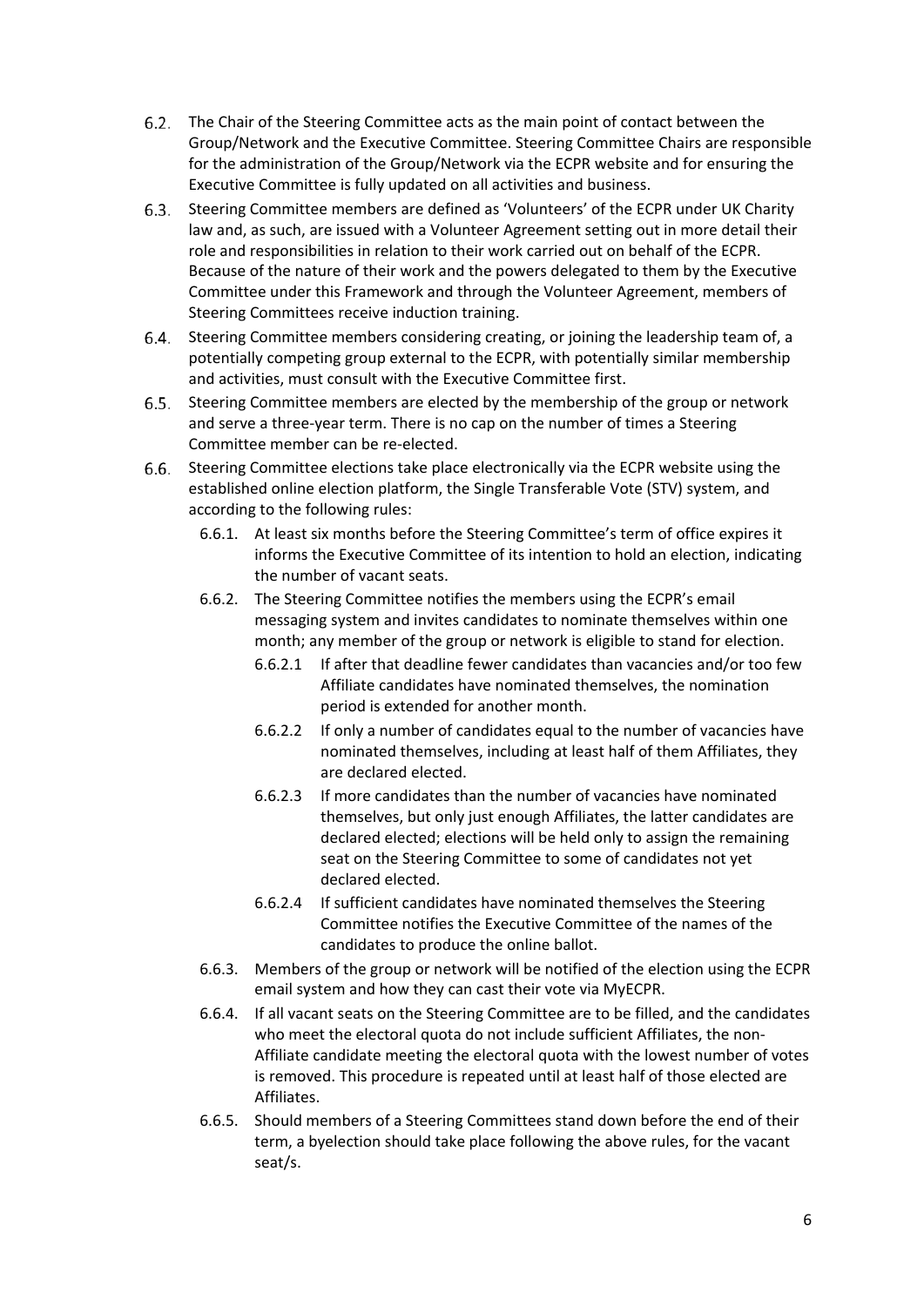6.2. The Chair of the Steering Committee acts as the main point of contact between the Group/Network and the Executive Committee. Steering Committee Chairs are responsible for the administration of the Group/Network via the ECPR website and for ensuring the Executive Committee is fully updated on all activities and business.

6.3. Steering Committee members are defined as 'Volunteers' of the ECPR under UK Charity law and, as such, are issued with a Volunteer Agreement setting out in more detail their role and responsibilities in relation to their work carried out on behalf of the ECPR. Because of the nature of their work and the powers delegated to them by the Executive Committee under this Framework and through the Volunteer Agreement, members of Steering Committees receive induction training.

6.4. Steering Committee members considering creating, or joining the leadership team of, a potentially competing group external to the ECPR, with potentially similar membership and activities, must consult with the Executive Committee first.

6.5. Steering Committee members are elected by the membership of the group or network and serve a three-year term. There is no cap on the number of times a Steering Committee member can be re-elected.

6.6. Steering Committee elections take place electronically via the ECPR website using the established online election platform, the Single Transferable Vote (STV) system, and according to the following rules:

- 6.6.1. At least six months before the Steering Committee's term of office expires it informs the Executive Committee of its intention to hold an election, indicating the number of vacant seats.
- 6.6.2. The Steering Committee notifies the members using the ECPR's email messaging system and invites candidates to nominate themselves within one month; any member of the group or network is eligible to stand for election.
  - 6.6.2.1 If after that deadline fewer candidates than vacancies and/or too few Affiliate candidates have nominated themselves, the nomination period is extended for another month.
  - 6.6.2.2 If only a number of candidates equal to the number of vacancies have nominated themselves, including at least half of them Affiliates, they are declared elected.
  - 6.6.2.3 If more candidates than the number of vacancies have nominated themselves, but only just enough Affiliates, the latter candidates are declared elected; elections will be held only to assign the remaining seat on the Steering Committee to some of candidates not yet declared elected.
  - 6.6.2.4 If sufficient candidates have nominated themselves the Steering Committee notifies the Executive Committee of the names of the candidates to produce the online ballot.
- 6.6.3. Members of the group or network will be notified of the election using the ECPR email system and how they can cast their vote via MyECPR.
- 6.6.4. If all vacant seats on the Steering Committee are to be filled, and the candidates who meet the electoral quota do not include sufficient Affiliates, the non-Affiliate candidate meeting the electoral quota with the lowest number of votes is removed. This procedure is repeated until at least half of those elected are Affiliates.
- 6.6.5. Should members of a Steering Committees stand down before the end of their term, a byelection should take place following the above rules, for the vacant seat/s.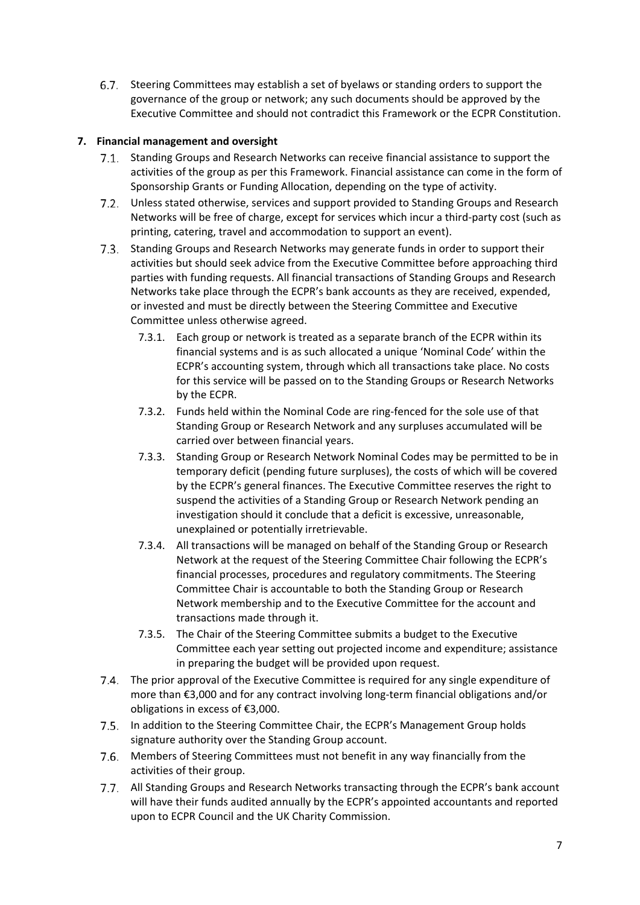6.7. Steering Committees may establish a set of byelaws or standing orders to support the governance of the group or network; any such documents should be approved by the Executive Committee and should not contradict this Framework or the ECPR Constitution.

## 7. Financial management and oversight

7.1. Standing Groups and Research Networks can receive financial assistance to support the activities of the group as per this Framework. Financial assistance can come in the form of Sponsorship Grants or Funding Allocation, depending on the type of activity.

7.2. Unless stated otherwise, services and support provided to Standing Groups and Research Networks will be free of charge, except for services which incur a third-party cost (such as printing, catering, travel and accommodation to support an event).

7.3. Standing Groups and Research Networks may generate funds in order to support their activities but should seek advice from the Executive Committee before approaching third parties with funding requests. All financial transactions of Standing Groups and Research Networks take place through the ECPR's bank accounts as they are received, expended, or invested and must be directly between the Steering Committee and Executive Committee unless otherwise agreed.

- 7.3.1. Each group or network is treated as a separate branch of the ECPR within its financial systems and is as such allocated a unique 'Nominal Code' within the ECPR's accounting system, through which all transactions take place. No costs for this service will be passed on to the Standing Groups or Research Networks by the ECPR.
- 7.3.2. Funds held within the Nominal Code are ring-fenced for the sole use of that Standing Group or Research Network and any surpluses accumulated will be carried over between financial years.
- 7.3.3. Standing Group or Research Network Nominal Codes may be permitted to be in temporary deficit (pending future surpluses), the costs of which will be covered by the ECPR's general finances. The Executive Committee reserves the right to suspend the activities of a Standing Group or Research Network pending an investigation should it conclude that a deficit is excessive, unreasonable, unexplained or potentially irretrievable.
- 7.3.4. All transactions will be managed on behalf of the Standing Group or Research Network at the request of the Steering Committee Chair following the ECPR's financial processes, procedures and regulatory commitments. The Steering Committee Chair is accountable to both the Standing Group or Research Network membership and to the Executive Committee for the account and transactions made through it.
- 7.3.5. The Chair of the Steering Committee submits a budget to the Executive Committee each year setting out projected income and expenditure; assistance in preparing the budget will be provided upon request.

7.4. The prior approval of the Executive Committee is required for any single expenditure of more than €3,000 and for any contract involving long-term financial obligations and/or obligations in excess of €3,000.

7.5. In addition to the Steering Committee Chair, the ECPR's Management Group holds signature authority over the Standing Group account.

7.6. Members of Steering Committees must not benefit in any way financially from the activities of their group.

7.7. All Standing Groups and Research Networks transacting through the ECPR's bank account will have their funds audited annually by the ECPR's appointed accountants and reported upon to ECPR Council and the UK Charity Commission.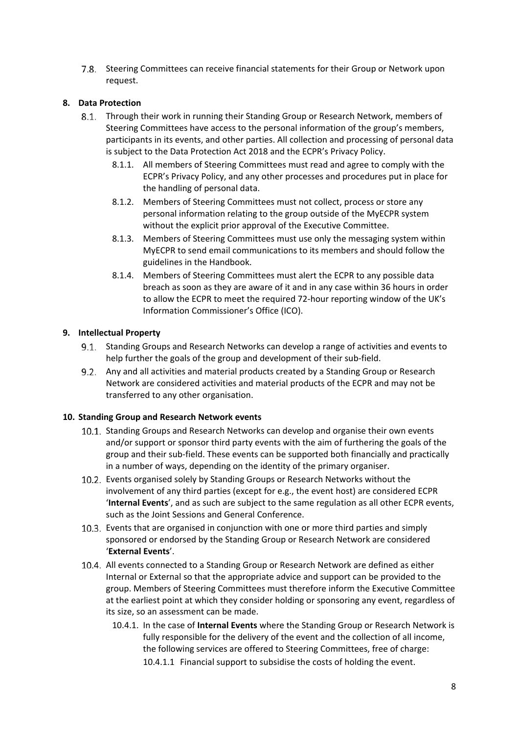7.8. Steering Committees can receive financial statements for their Group or Network upon request.

## 8. Data Protection

8.1. Through their work in running their Standing Group or Research Network, members of Steering Committees have access to the personal information of the group's members, participants in its events, and other parties. All collection and processing of personal data is subject to the Data Protection Act 2018 and the ECPR's Privacy Policy.

- 8.1.1. All members of Steering Committees must read and agree to comply with the ECPR's Privacy Policy, and any other processes and procedures put in place for the handling of personal data.
- 8.1.2. Members of Steering Committees must not collect, process or store any personal information relating to the group outside of the MyECPR system without the explicit prior approval of the Executive Committee.
- 8.1.3. Members of Steering Committees must use only the messaging system within MyECPR to send email communications to its members and should follow the guidelines in the Handbook.
- 8.1.4. Members of Steering Committees must alert the ECPR to any possible data breach as soon as they are aware of it and in any case within 36 hours in order to allow the ECPR to meet the required 72-hour reporting window of the UK's Information Commissioner's Office (ICO).

## 9. Intellectual Property

9.1. Standing Groups and Research Networks can develop a range of activities and events to help further the goals of the group and development of their sub-field.

9.2. Any and all activities and material products created by a Standing Group or Research Network are considered activities and material products of the ECPR and may not be transferred to any other organisation.

## 10. Standing Group and Research Network events

10.1. Standing Groups and Research Networks can develop and organise their own events and/or support or sponsor third party events with the aim of furthering the goals of the group and their sub-field. These events can be supported both financially and practically in a number of ways, depending on the identity of the primary organiser.

10.2. Events organised solely by Standing Groups or Research Networks without the involvement of any third parties (except for e.g., the event host) are considered ECPR '**Internal Events**', and as such are subject to the same regulation as all other ECPR events, such as the Joint Sessions and General Conference.

10.3. Events that are organised in conjunction with one or more third parties and simply sponsored or endorsed by the Standing Group or Research Network are considered '**External Events**'.

10.4. All events connected to a Standing Group or Research Network are defined as either Internal or External so that the appropriate advice and support can be provided to the group. Members of Steering Committees must therefore inform the Executive Committee at the earliest point at which they consider holding or sponsoring any event, regardless of its size, so an assessment can be made.

- 10.4.1. In the case of **Internal Events** where the Standing Group or Research Network is fully responsible for the delivery of the event and the collection of all income, the following services are offered to Steering Committees, free of charge:
  - 10.4.1.1 Financial support to subsidise the costs of holding the event.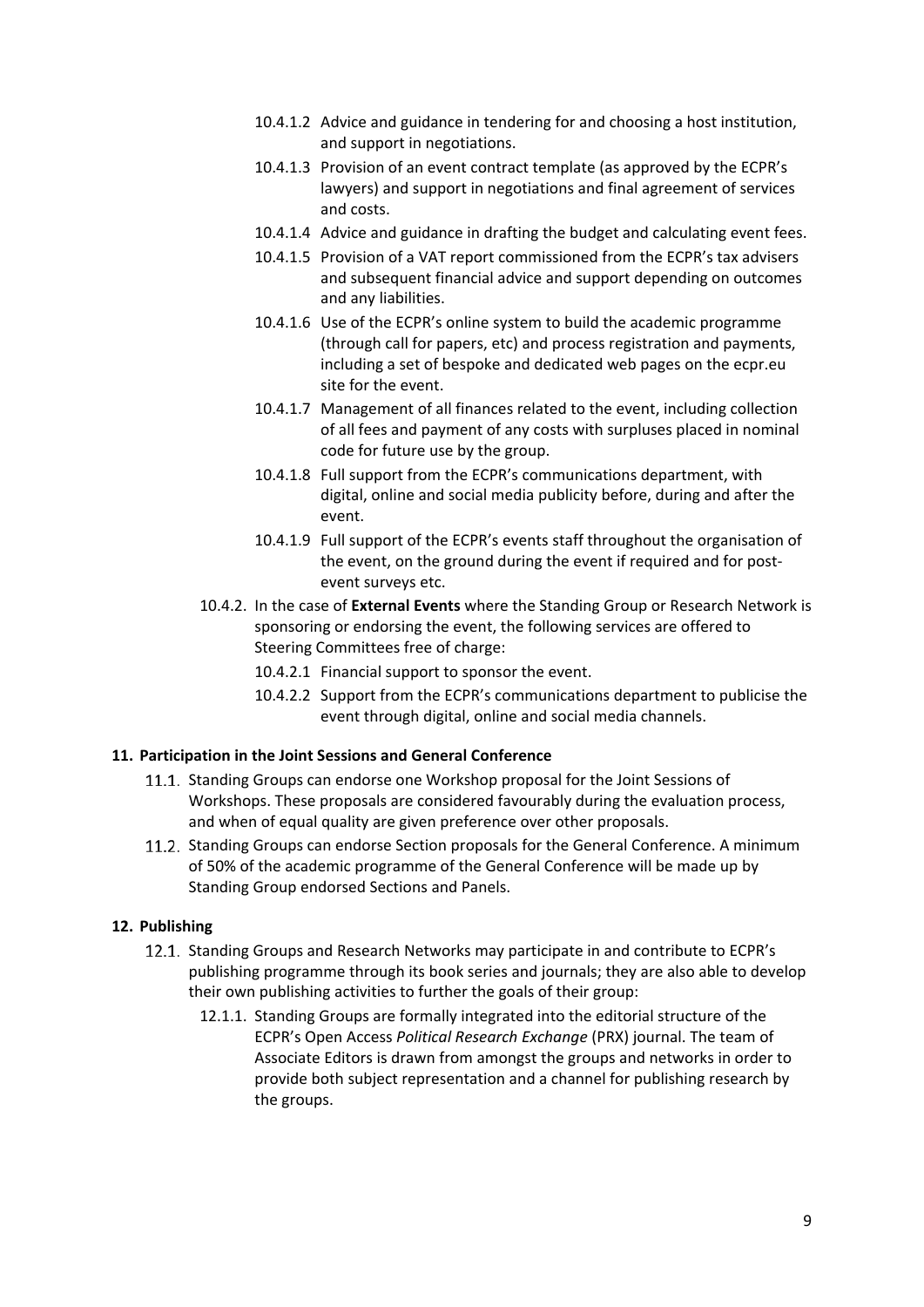- 10.4.1.2 Advice and guidance in tendering for and choosing a host institution, and support in negotiations.
- 10.4.1.3 Provision of an event contract template (as approved by the ECPR's lawyers) and support in negotiations and final agreement of services and costs.
- 10.4.1.4 Advice and guidance in drafting the budget and calculating event fees.
- 10.4.1.5 Provision of a VAT report commissioned from the ECPR's tax advisers and subsequent financial advice and support depending on outcomes and any liabilities.
- 10.4.1.6 Use of the ECPR's online system to build the academic programme (through call for papers, etc) and process registration and payments, including a set of bespoke and dedicated web pages on the ecpr.eu site for the event.
- 10.4.1.7 Management of all finances related to the event, including collection of all fees and payment of any costs with surpluses placed in nominal code for future use by the group.
- 10.4.1.8 Full support from the ECPR's communications department, with digital, online and social media publicity before, during and after the event.
- 10.4.1.9 Full support of the ECPR's events staff throughout the organisation of the event, on the ground during the event if required and for post-event surveys etc.

10.4.2. In the case of **External Events** where the Standing Group or Research Network is sponsoring or endorsing the event, the following services are offered to Steering Committees free of charge:

- 10.4.2.1 Financial support to sponsor the event.
- 10.4.2.2 Support from the ECPR's communications department to publicise the event through digital, online and social media channels.

## 11. Participation in the Joint Sessions and General Conference

11.1. Standing Groups can endorse one Workshop proposal for the Joint Sessions of Workshops. These proposals are considered favourably during the evaluation process, and when of equal quality are given preference over other proposals.

11.2. Standing Groups can endorse Section proposals for the General Conference. A minimum of 50% of the academic programme of the General Conference will be made up by Standing Group endorsed Sections and Panels.

## 12. Publishing

12.1. Standing Groups and Research Networks may participate in and contribute to ECPR's publishing programme through its book series and journals; they are also able to develop their own publishing activities to further the goals of their group:

12.1.1. Standing Groups are formally integrated into the editorial structure of the ECPR's Open Access *Political Research Exchange* (PRX) journal. The team of Associate Editors is drawn from amongst the groups and networks in order to provide both subject representation and a channel for publishing research by the groups.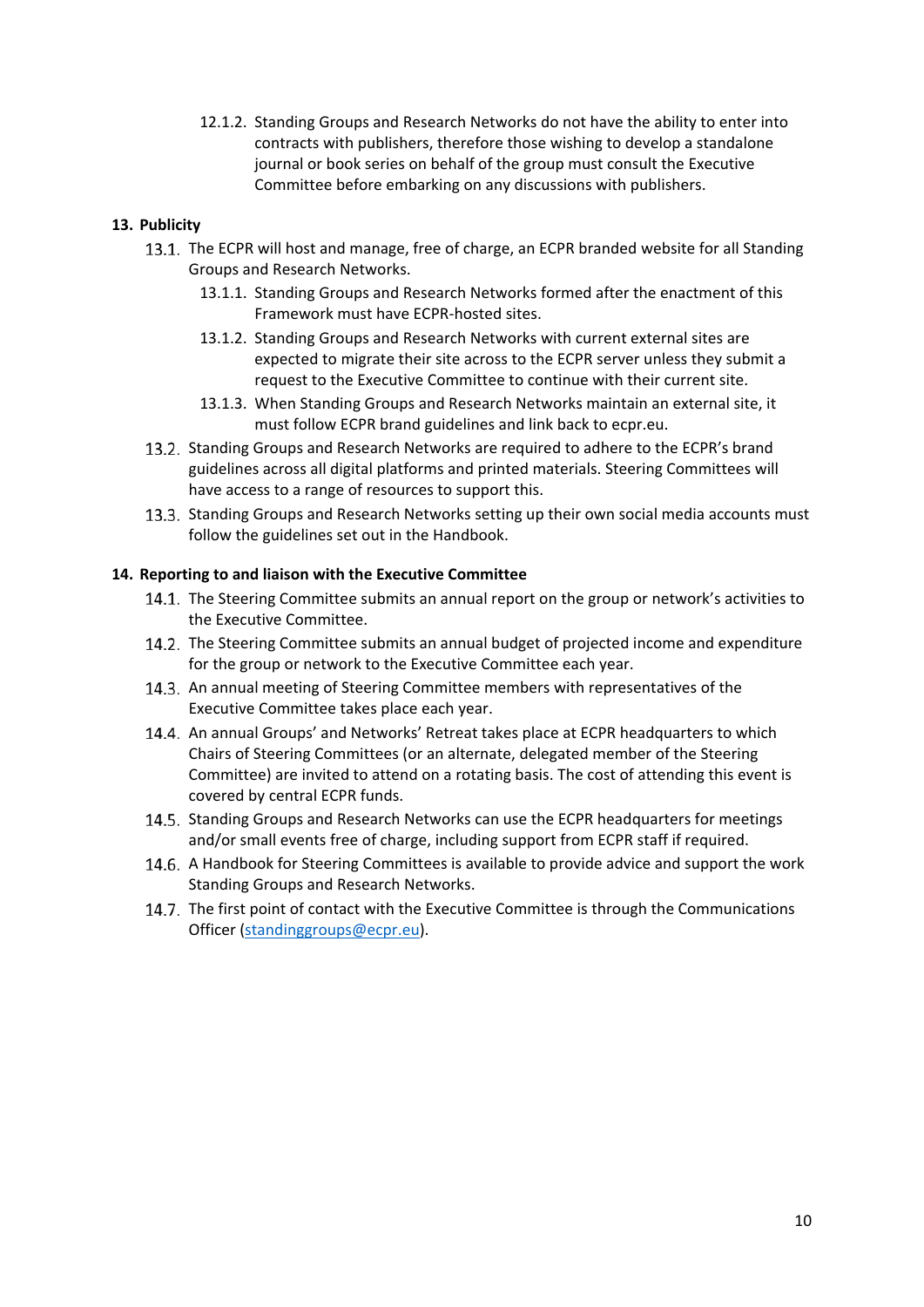12.1.2. Standing Groups and Research Networks do not have the ability to enter into contracts with publishers, therefore those wishing to develop a standalone journal or book series on behalf of the group must consult the Executive Committee before embarking on any discussions with publishers.

**13. Publicity**

13.1. The ECPR will host and manage, free of charge, an ECPR branded website for all Standing Groups and Research Networks.

13.1.1. Standing Groups and Research Networks formed after the enactment of this Framework must have ECPR-hosted sites.

13.1.2. Standing Groups and Research Networks with current external sites are expected to migrate their site across to the ECPR server unless they submit a request to the Executive Committee to continue with their current site.

13.1.3. When Standing Groups and Research Networks maintain an external site, it must follow ECPR brand guidelines and link back to ecpr.eu.

13.2. Standing Groups and Research Networks are required to adhere to the ECPR's brand guidelines across all digital platforms and printed materials. Steering Committees will have access to a range of resources to support this.

13.3. Standing Groups and Research Networks setting up their own social media accounts must follow the guidelines set out in the Handbook.

**14. Reporting to and liaison with the Executive Committee**

14.1. The Steering Committee submits an annual report on the group or network's activities to the Executive Committee.

14.2. The Steering Committee submits an annual budget of projected income and expenditure for the group or network to the Executive Committee each year.

14.3. An annual meeting of Steering Committee members with representatives of the Executive Committee takes place each year.

14.4. An annual Groups' and Networks' Retreat takes place at ECPR headquarters to which Chairs of Steering Committees (or an alternate, delegated member of the Steering Committee) are invited to attend on a rotating basis. The cost of attending this event is covered by central ECPR funds.

14.5. Standing Groups and Research Networks can use the ECPR headquarters for meetings and/or small events free of charge, including support from ECPR staff if required.

14.6. A Handbook for Steering Committees is available to provide advice and support the work Standing Groups and Research Networks.

14.7. The first point of contact with the Executive Committee is through the Communications Officer (standinggroups@ecpr.eu).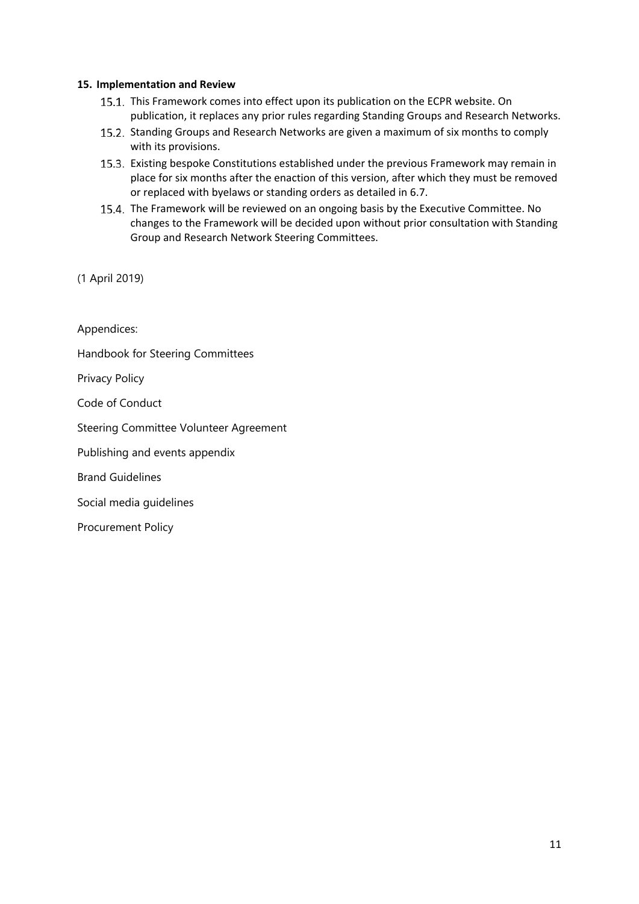## 15. Implementation and Review

15.1. This Framework comes into effect upon its publication on the ECPR website. On publication, it replaces any prior rules regarding Standing Groups and Research Networks.

15.2. Standing Groups and Research Networks are given a maximum of six months to comply with its provisions.

15.3. Existing bespoke Constitutions established under the previous Framework may remain in place for six months after the enaction of this version, after which they must be removed or replaced with byelaws or standing orders as detailed in 6.7.

15.4. The Framework will be reviewed on an ongoing basis by the Executive Committee. No changes to the Framework will be decided upon without prior consultation with Standing Group and Research Network Steering Committees.

(1 April 2019)

Appendices:

Handbook for Steering Committees

Privacy Policy

Code of Conduct

Steering Committee Volunteer Agreement

Publishing and events appendix

Brand Guidelines

Social media guidelines

Procurement Policy